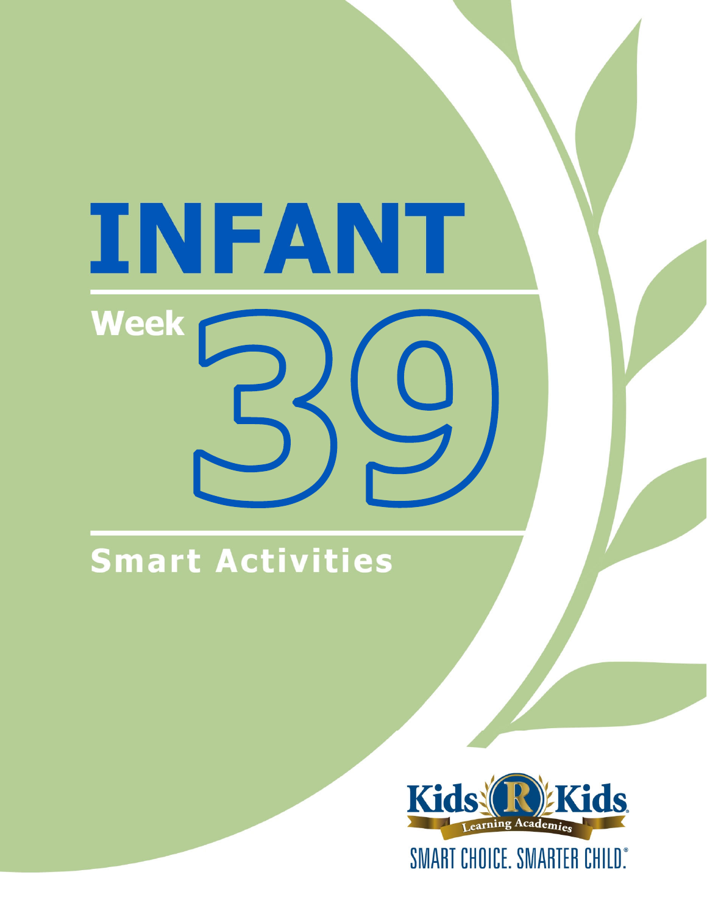# INFANT

## Week 39

## Smart Activities

Kids R Kids Learning Academies

SMART CHOICE. SMARTER CHILD.®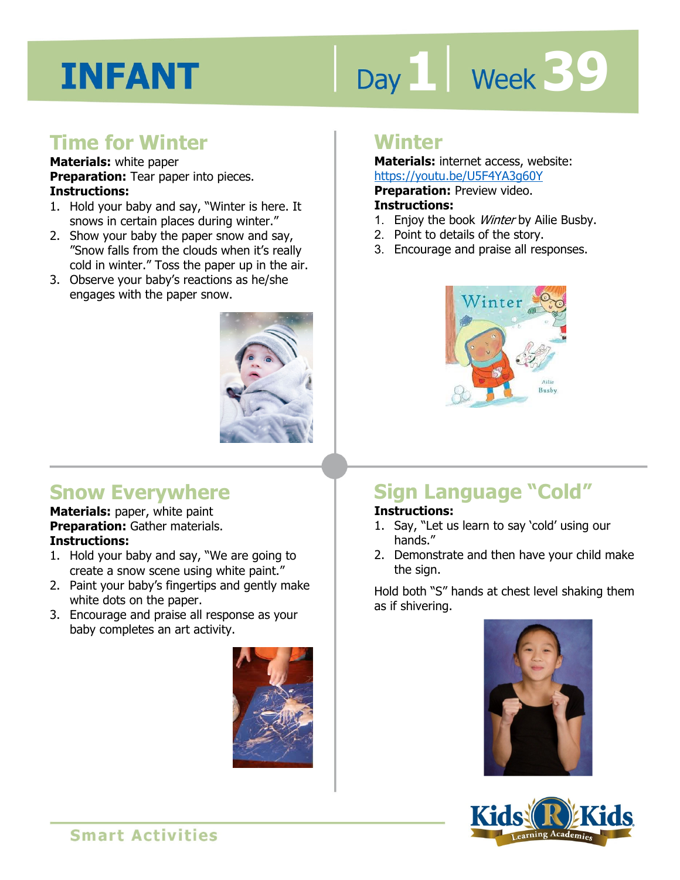# INFANT

Day 1 | Week 39

## Time for Winter

**Materials:** white paper
**Preparation:** Tear paper into pieces.
**Instructions:**

1. Hold your baby and say, "Winter is here. It snows in certain places during winter."
2. Show your baby the paper snow and say, "Snow falls from the clouds when it's really cold in winter." Toss the paper up in the air.
3. Observe your baby's reactions as he/she engages with the paper snow.

## Winter

**Materials:** internet access, website: https://youtu.be/U5F4YA3g60Y
**Preparation:** Preview video.
**Instructions:**

1. Enjoy the book *Winter* by Ailie Busby.
2. Point to details of the story.
3. Encourage and praise all responses.

## Snow Everywhere

**Materials:** paper, white paint
**Preparation:** Gather materials.
**Instructions:**

1. Hold your baby and say, "We are going to create a snow scene using white paint."
2. Paint your baby's fingertips and gently make white dots on the paper.
3. Encourage and praise all response as your baby completes an art activity.

## Sign Language "Cold"

**Instructions:**

1. Say, "Let us learn to say 'cold' using our hands."
2. Demonstrate and then have your child make the sign.

Hold both "S" hands at chest level shaking them as if shivering.

Smart Activities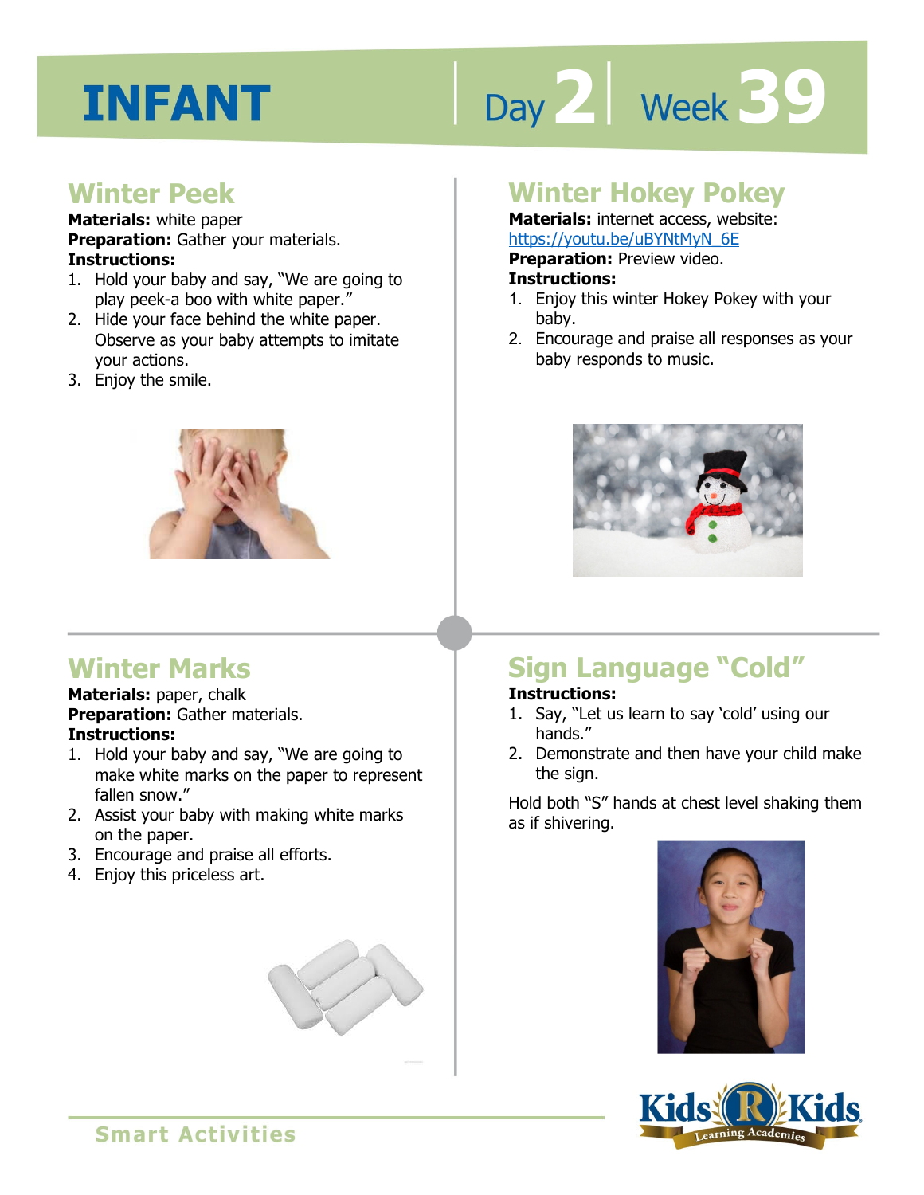# INFANT

Day 2 | Week 39

## Winter Peek

**Materials:** white paper
**Preparation:** Gather your materials.
**Instructions:**

1. Hold your baby and say, "We are going to play peek-a boo with white paper."
2. Hide your face behind the white paper. Observe as your baby attempts to imitate your actions.
3. Enjoy the smile.

## Winter Hokey Pokey

**Materials:** internet access, website: https://youtu.be/uBYNtMyN_6E
**Preparation:** Preview video.
**Instructions:**

1. Enjoy this winter Hokey Pokey with your baby.
2. Encourage and praise all responses as your baby responds to music.

## Winter Marks

**Materials:** paper, chalk
**Preparation:** Gather materials.
**Instructions:**

1. Hold your baby and say, "We are going to make white marks on the paper to represent fallen snow."
2. Assist your baby with making white marks on the paper.
3. Encourage and praise all efforts.
4. Enjoy this priceless art.

## Sign Language "Cold"

**Instructions:**

1. Say, "Let us learn to say 'cold' using our hands."
2. Demonstrate and then have your child make the sign.

Hold both "S" hands at chest level shaking them as if shivering.

Smart Activities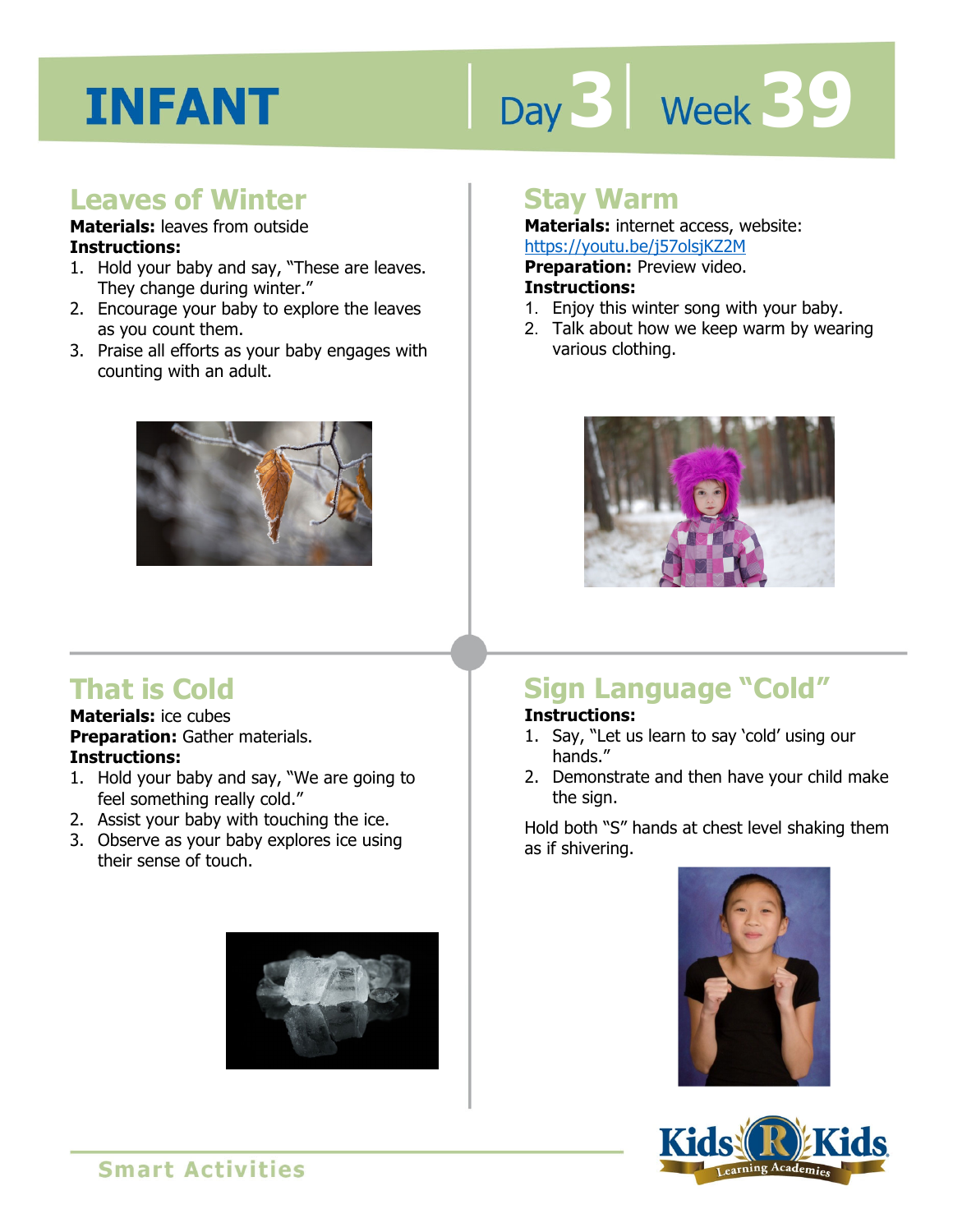# INFANT

Day 3 | Week 39

## Leaves of Winter

**Materials:** leaves from outside

**Instructions:**

1. Hold your baby and say, "These are leaves. They change during winter."
2. Encourage your baby to explore the leaves as you count them.
3. Praise all efforts as your baby engages with counting with an adult.

## Stay Warm

**Materials:** internet access, website: https://youtu.be/j57olsjKZ2M

**Preparation:** Preview video.

**Instructions:**

1. Enjoy this winter song with your baby.
2. Talk about how we keep warm by wearing various clothing.

## That is Cold

**Materials:** ice cubes

**Preparation:** Gather materials.

**Instructions:**

1. Hold your baby and say, "We are going to feel something really cold."
2. Assist your baby with touching the ice.
3. Observe as your baby explores ice using their sense of touch.

## Sign Language "Cold"

**Instructions:**

1. Say, "Let us learn to say 'cold' using our hands."
2. Demonstrate and then have your child make the sign.

Hold both "S" hands at chest level shaking them as if shivering.

Smart Activities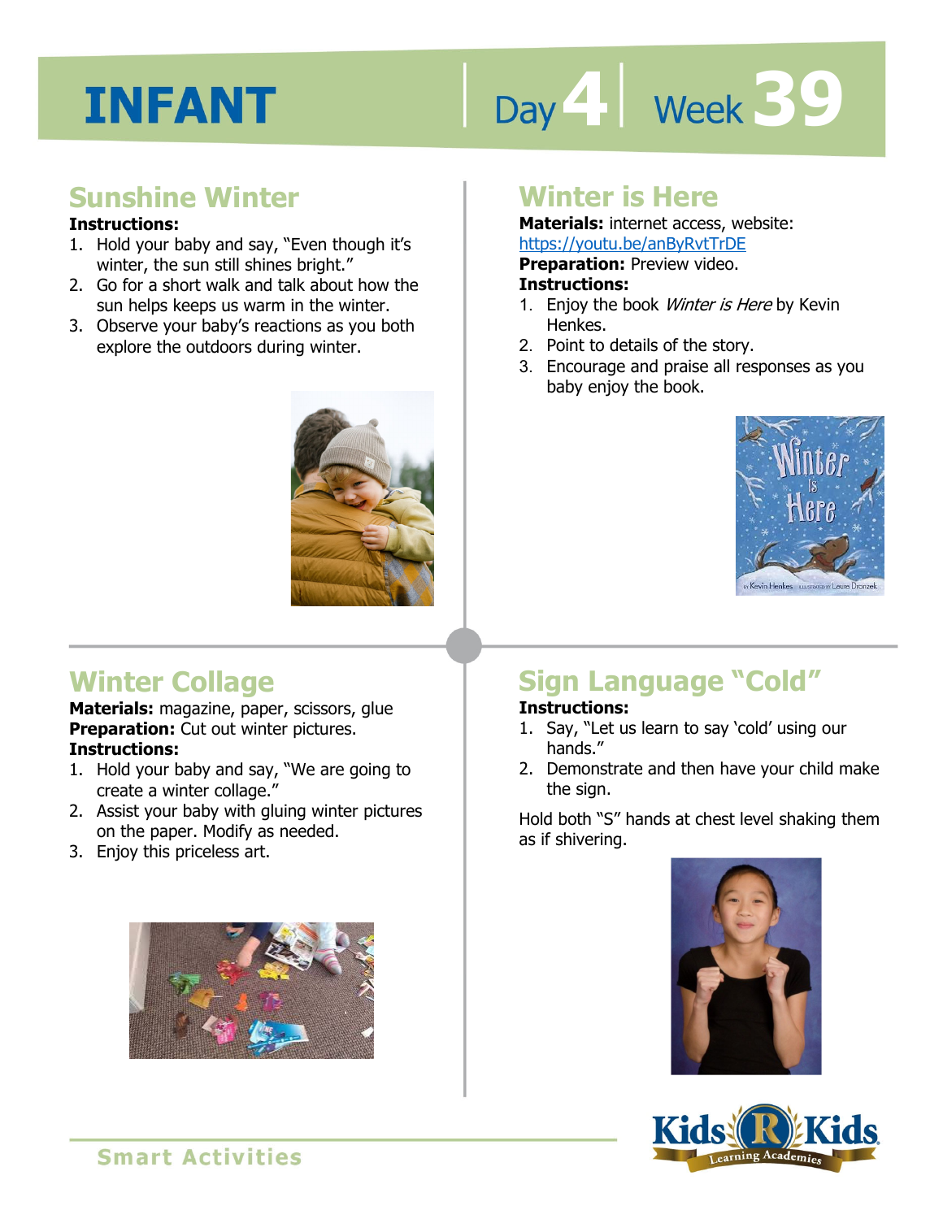# INFANT

Day 4 | Week 39

## Sunshine Winter

**Instructions:**

1. Hold your baby and say, “Even though it’s winter, the sun still shines bright.”
2. Go for a short walk and talk about how the sun helps keeps us warm in the winter.
3. Observe your baby’s reactions as you both explore the outdoors during winter.

## Winter is Here

**Materials:** internet access, website: https://youtu.be/anByRvtTrDE

**Preparation:** Preview video.

**Instructions:**

1. Enjoy the book *Winter is Here* by Kevin Henkes.
2. Point to details of the story.
3. Encourage and praise all responses as you baby enjoy the book.

## Winter Collage

**Materials:** magazine, paper, scissors, glue

**Preparation:** Cut out winter pictures.

**Instructions:**

1. Hold your baby and say, “We are going to create a winter collage.”
2. Assist your baby with gluing winter pictures on the paper. Modify as needed.
3. Enjoy this priceless art.

## Sign Language “Cold”

**Instructions:**

1. Say, “Let us learn to say ‘cold’ using our hands.”
2. Demonstrate and then have your child make the sign.

Hold both “S” hands at chest level shaking them as if shivering.

Smart Activities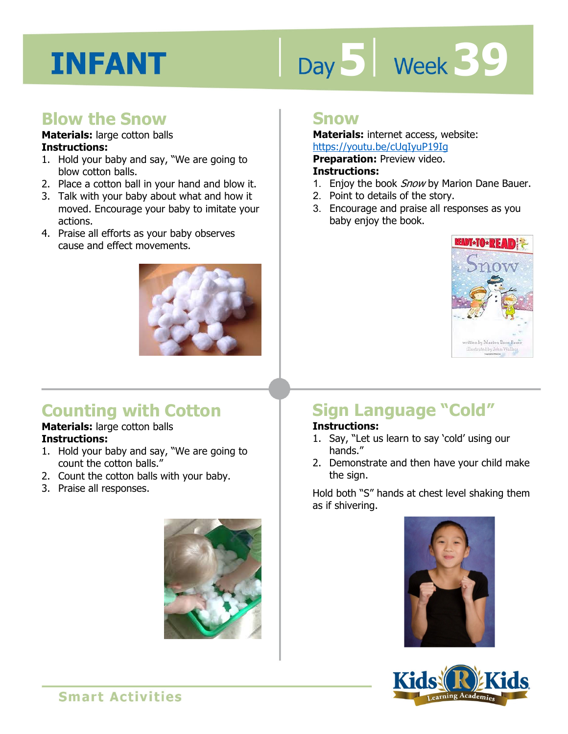# INFANT

Day 5 | Week 39

## Blow the Snow

**Materials:** large cotton balls

**Instructions:**

1. Hold your baby and say, "We are going to blow cotton balls.
2. Place a cotton ball in your hand and blow it.
3. Talk with your baby about what and how it moved. Encourage your baby to imitate your actions.
4. Praise all efforts as your baby observes cause and effect movements.

## Snow

**Materials:** internet access, website: https://youtu.be/cUqIyuP19Ig

**Preparation:** Preview video.

**Instructions:**

1. Enjoy the book *Snow* by Marion Dane Bauer.
2. Point to details of the story.
3. Encourage and praise all responses as you baby enjoy the book.

## Counting with Cotton

**Materials:** large cotton balls

**Instructions:**

1. Hold your baby and say, "We are going to count the cotton balls."
2. Count the cotton balls with your baby.
3. Praise all responses.

## Sign Language "Cold"

**Instructions:**

1. Say, "Let us learn to say 'cold' using our hands."
2. Demonstrate and then have your child make the sign.

Hold both "S" hands at chest level shaking them as if shivering.

Smart Activities